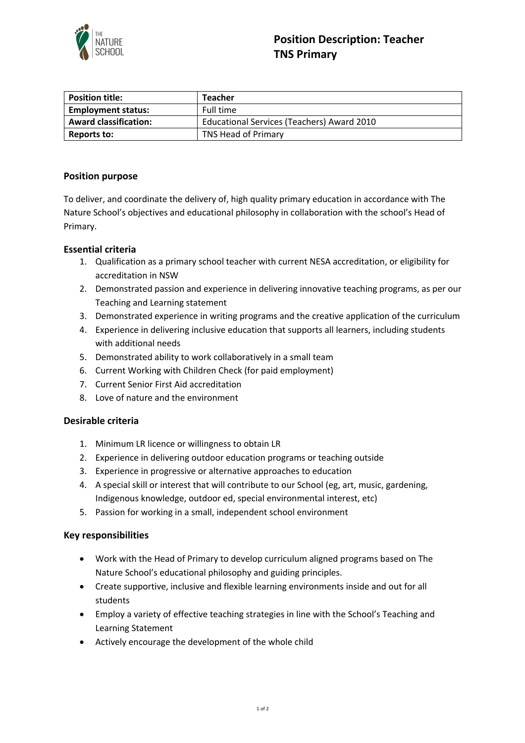# Position Description: Teacher
## TNS Primary

| Position title: | Teacher |
|---|---|
| Employment status: | Full time |
| Award classification: | Educational Services (Teachers) Award 2010 |
| Reports to: | TNS Head of Primary |

### Position purpose

To deliver, and coordinate the delivery of, high quality primary education in accordance with The Nature School's objectives and educational philosophy in collaboration with the school's Head of Primary.

### Essential criteria

1. Qualification as a primary school teacher with current NESA accreditation, or eligibility for accreditation in NSW
2. Demonstrated passion and experience in delivering innovative teaching programs, as per our Teaching and Learning statement
3. Demonstrated experience in writing programs and the creative application of the curriculum
4. Experience in delivering inclusive education that supports all learners, including students with additional needs
5. Demonstrated ability to work collaboratively in a small team
6. Current Working with Children Check (for paid employment)
7. Current Senior First Aid accreditation
8. Love of nature and the environment

### Desirable criteria

1. Minimum LR licence or willingness to obtain LR
2. Experience in delivering outdoor education programs or teaching outside
3. Experience in progressive or alternative approaches to education
4. A special skill or interest that will contribute to our School (eg, art, music, gardening, Indigenous knowledge, outdoor ed, special environmental interest, etc)
5. Passion for working in a small, independent school environment

### Key responsibilities

- Work with the Head of Primary to develop curriculum aligned programs based on The Nature School's educational philosophy and guiding principles.
- Create supportive, inclusive and flexible learning environments inside and out for all students
- Employ a variety of effective teaching strategies in line with the School's Teaching and Learning Statement
- Actively encourage the development of the whole child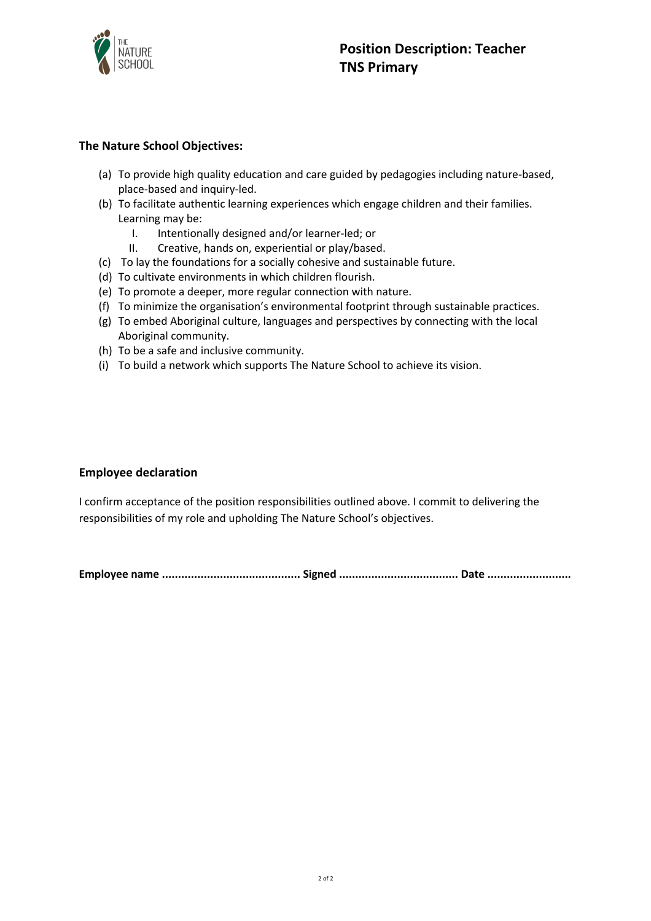## Position Description: Teacher
## TNS Primary

### The Nature School Objectives:

(a) To provide high quality education and care guided by pedagogies including nature-based, place-based and inquiry-led.

(b) To facilitate authentic learning experiences which engage children and their families. Learning may be:

  I. Intentionally designed and/or learner-led; or

  II. Creative, hands on, experiential or play/based.

(c) To lay the foundations for a socially cohesive and sustainable future.

(d) To cultivate environments in which children flourish.

(e) To promote a deeper, more regular connection with nature.

(f) To minimize the organisation's environmental footprint through sustainable practices.

(g) To embed Aboriginal culture, languages and perspectives by connecting with the local Aboriginal community.

(h) To be a safe and inclusive community.

(i) To build a network which supports The Nature School to achieve its vision.

### Employee declaration

I confirm acceptance of the position responsibilities outlined above. I commit to delivering the responsibilities of my role and upholding The Nature School's objectives.

**Employee name .......................................... Signed .................................... Date .........................**